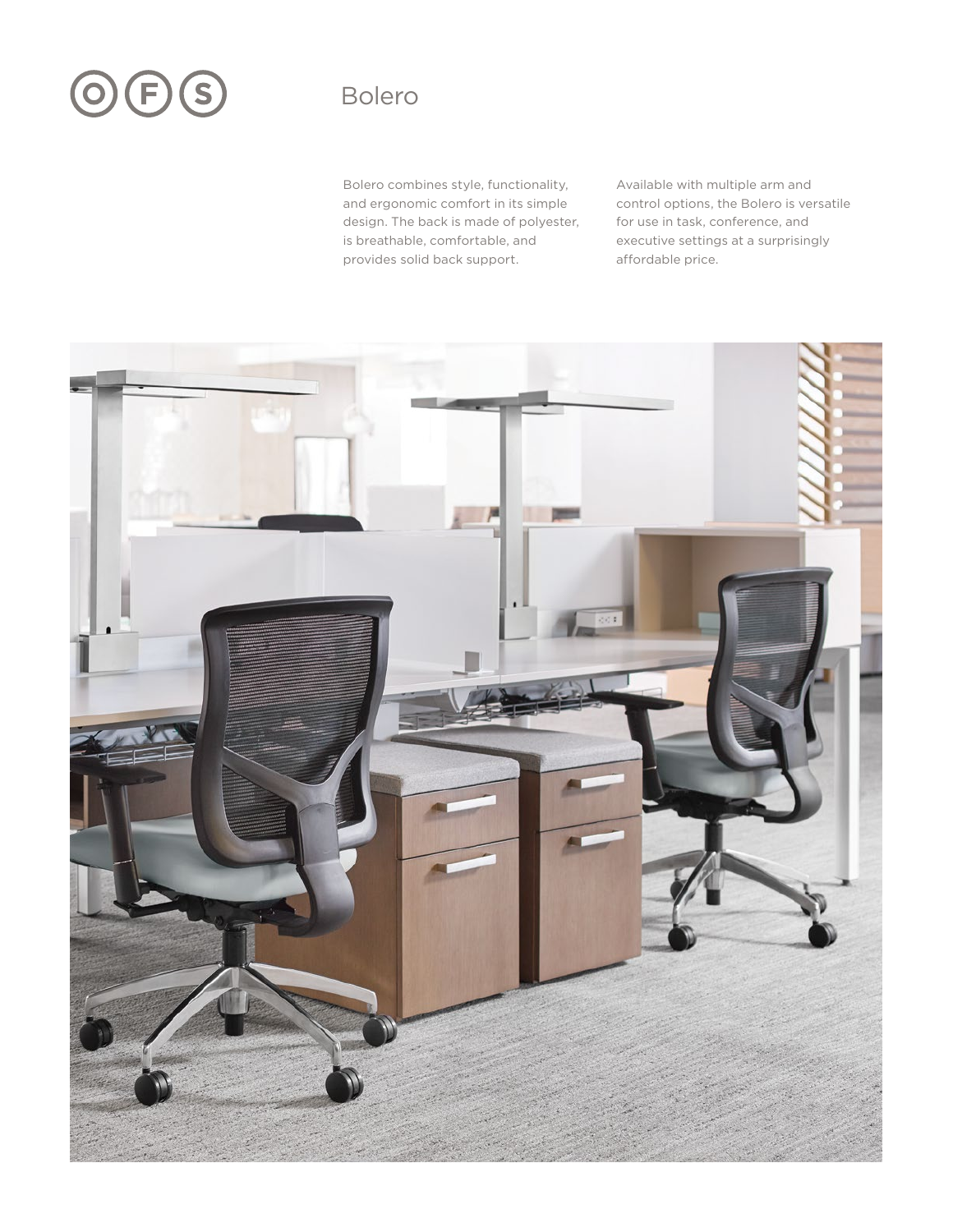# Bolero

Bolero combines style, functionality, and ergonomic comfort in its simple design. The back is made of polyester, is breathable, comfortable, and provides solid back support.

Available with multiple arm and control options, the Bolero is versatile for use in task, conference, and executive settings at a surprisingly affordable price.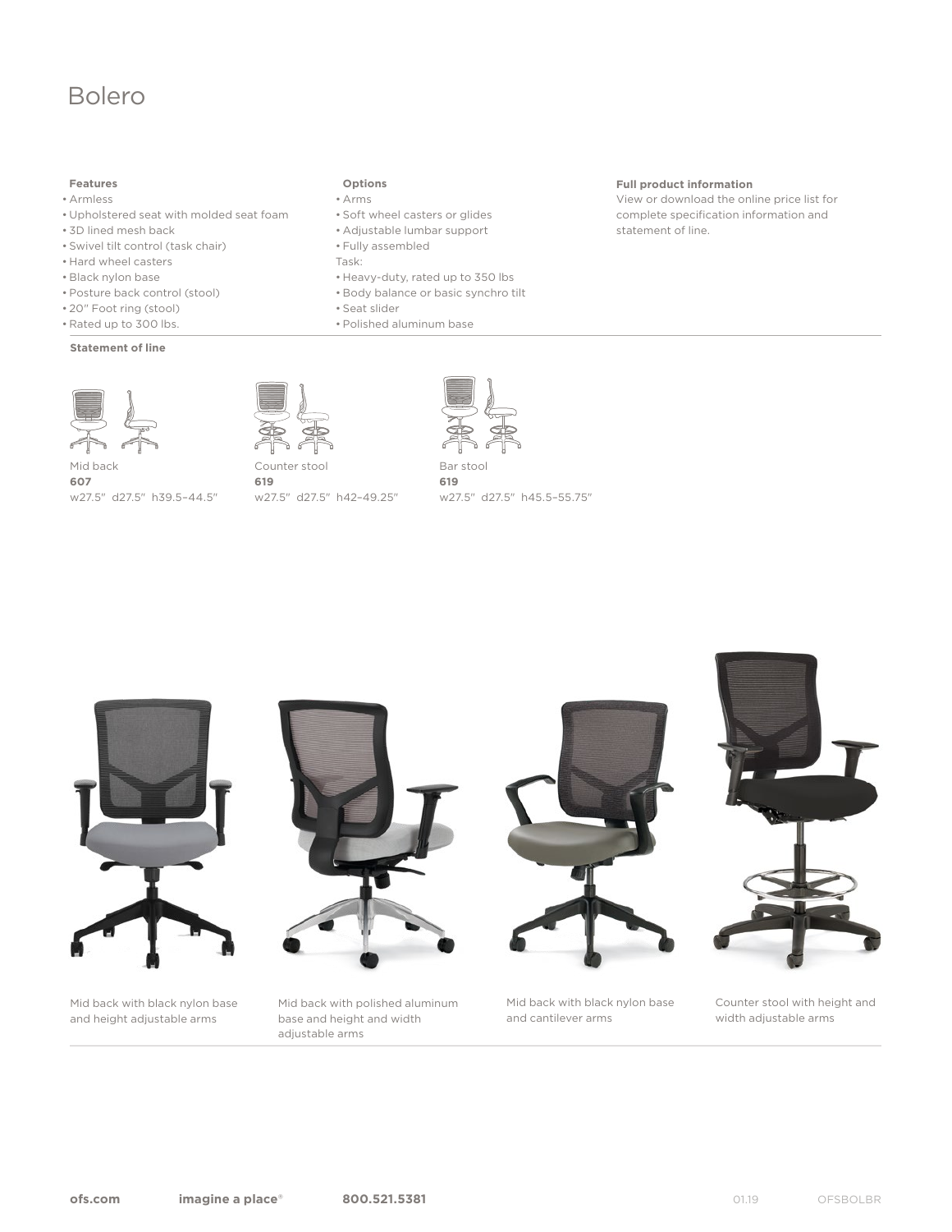# Bolero

**Features**

- Armless
- Upholstered seat with molded seat foam
- 3D lined mesh back
- Swivel tilt control (task chair)
- Hard wheel casters
- Black nylon base
- Posture back control (stool)
- 20" Foot ring (stool)
- Rated up to 300 lbs.

**Options**

- Arms
- Soft wheel casters or glides
- Adjustable lumbar support
- Fully assembled

Task:

- Heavy-duty, rated up to 350 lbs
- Body balance or basic synchro tilt
- Seat slider
- Polished aluminum base

**Full product information**

View or download the online price list for complete specification information and statement of line.

**Statement of line**

Mid back
**607**
w27.5" d27.5" h39.5–44.5"

Counter stool
**619**
w27.5" d27.5" h42–49.25"

Bar stool
**619**
w27.5" d27.5" h45.5–55.75"

Mid back with black nylon base and height adjustable arms

Mid back with polished aluminum base and height and width adjustable arms

Mid back with black nylon base and cantilever arms

Counter stool with height and width adjustable arms

**ofs.com** **imagine a place®** **800.521.5381** 01.19 OFSBOLBR